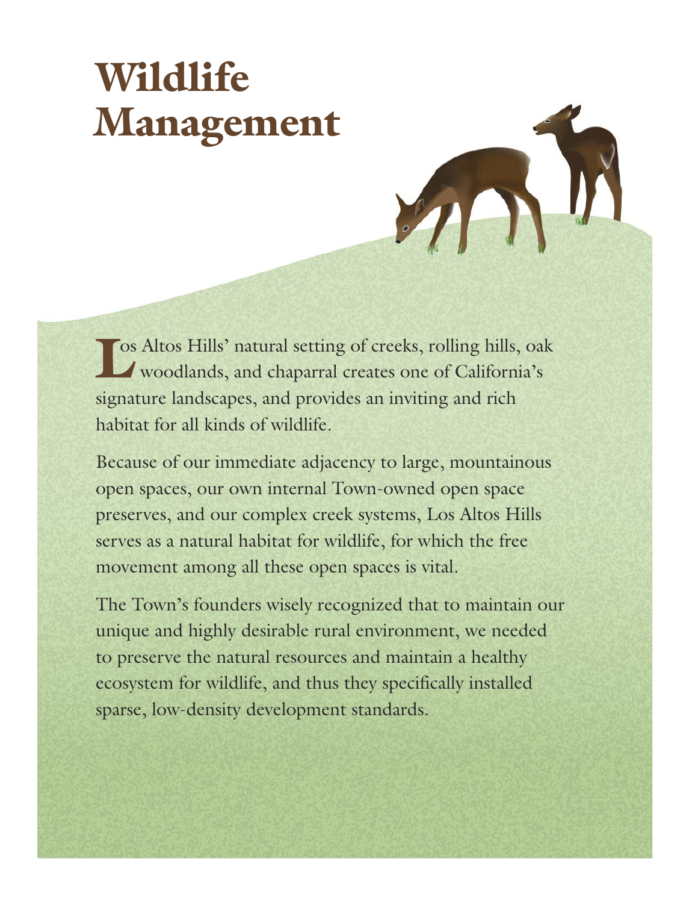# Wildlife Management

Los Altos Hills' natural setting of creeks, rolling hills, oak woodlands, and chaparral creates one of California's signature landscapes, and provides an inviting and rich habitat for all kinds of wildlife.

Because of our immediate adjacency to large, mountainous open spaces, our own internal Town-owned open space preserves, and our complex creek systems, Los Altos Hills serves as a natural habitat for wildlife, for which the free movement among all these open spaces is vital.

The Town's founders wisely recognized that to maintain our unique and highly desirable rural environment, we needed to preserve the natural resources and maintain a healthy ecosystem for wildlife, and thus they specifically installed sparse, low-density development standards.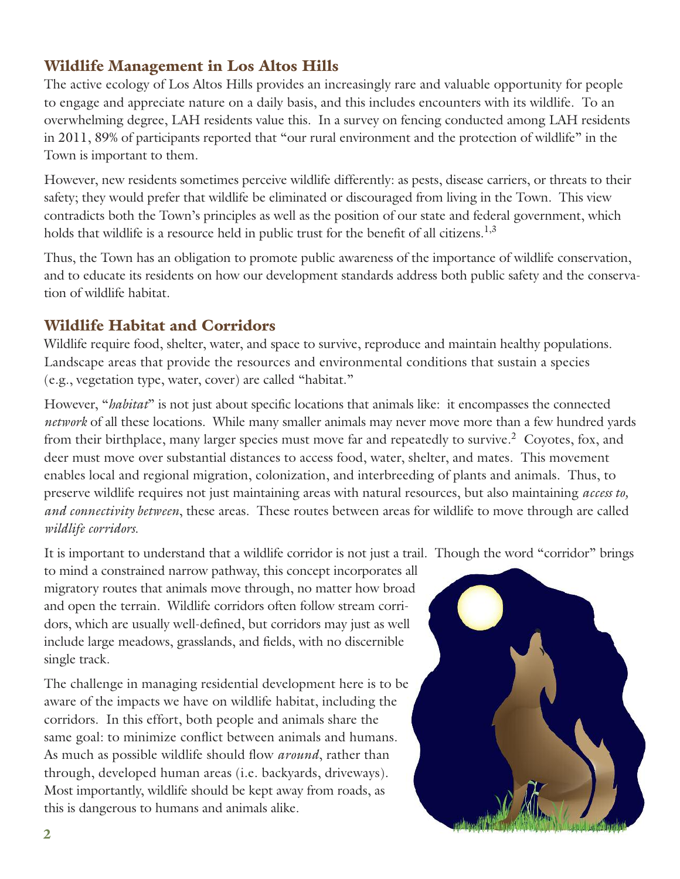## Wildlife Management in Los Altos Hills

The active ecology of Los Altos Hills provides an increasingly rare and valuable opportunity for people to engage and appreciate nature on a daily basis, and this includes encounters with its wildlife. To an overwhelming degree, LAH residents value this. In a survey on fencing conducted among LAH residents in 2011, 89% of participants reported that "our rural environment and the protection of wildlife" in the Town is important to them.

However, new residents sometimes perceive wildlife differently: as pests, disease carriers, or threats to their safety; they would prefer that wildlife be eliminated or discouraged from living in the Town. This view contradicts both the Town's principles as well as the position of our state and federal government, which holds that wildlife is a resource held in public trust for the benefit of all citizens.[1,3]

Thus, the Town has an obligation to promote public awareness of the importance of wildlife conservation, and to educate its residents on how our development standards address both public safety and the conservation of wildlife habitat.

## Wildlife Habitat and Corridors

Wildlife require food, shelter, water, and space to survive, reproduce and maintain healthy populations. Landscape areas that provide the resources and environmental conditions that sustain a species (e.g., vegetation type, water, cover) are called "habitat."

However, "*habitat*" is not just about specific locations that animals like: it encompasses the connected *network* of all these locations. While many smaller animals may never move more than a few hundred yards from their birthplace, many larger species must move far and repeatedly to survive.[2] Coyotes, fox, and deer must move over substantial distances to access food, water, shelter, and mates. This movement enables local and regional migration, colonization, and interbreeding of plants and animals. Thus, to preserve wildlife requires not just maintaining areas with natural resources, but also maintaining *access to, and connectivity between*, these areas. These routes between areas for wildlife to move through are called *wildlife corridors.*

It is important to understand that a wildlife corridor is not just a trail. Though the word "corridor" brings to mind a constrained narrow pathway, this concept incorporates all migratory routes that animals move through, no matter how broad and open the terrain. Wildlife corridors often follow stream corridors, which are usually well-defined, but corridors may just as well include large meadows, grasslands, and fields, with no discernible single track.

The challenge in managing residential development here is to be aware of the impacts we have on wildlife habitat, including the corridors. In this effort, both people and animals share the same goal: to minimize conflict between animals and humans. As much as possible wildlife should flow *around*, rather than through, developed human areas (i.e. backyards, driveways). Most importantly, wildlife should be kept away from roads, as this is dangerous to humans and animals alike.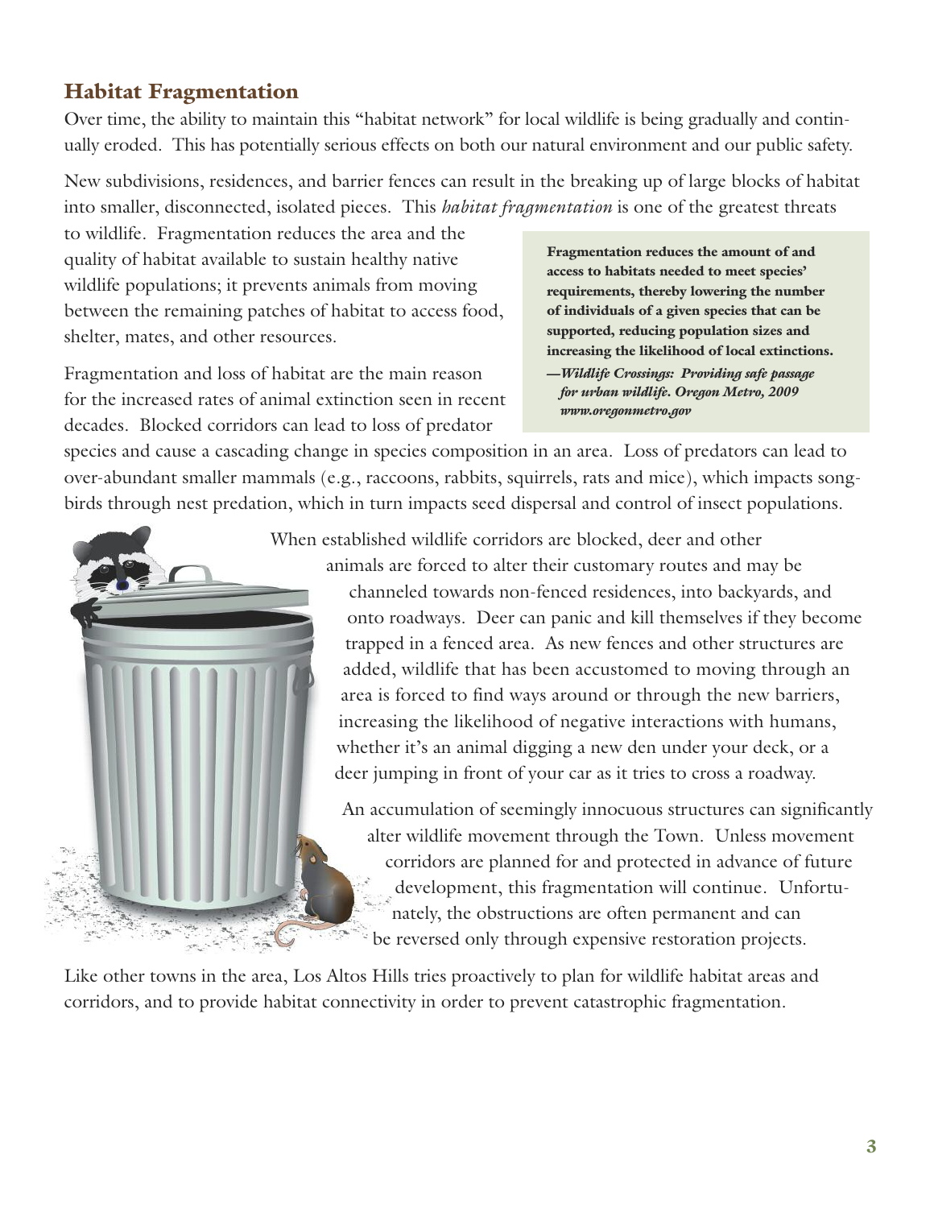## Habitat Fragmentation

Over time, the ability to maintain this "habitat network" for local wildlife is being gradually and continually eroded. This has potentially serious effects on both our natural environment and our public safety.

New subdivisions, residences, and barrier fences can result in the breaking up of large blocks of habitat into smaller, disconnected, isolated pieces. This *habitat fragmentation* is one of the greatest threats to wildlife. Fragmentation reduces the area and the quality of habitat available to sustain healthy native wildlife populations; it prevents animals from moving between the remaining patches of habitat to access food, shelter, mates, and other resources.

> **Fragmentation reduces the amount of and access to habitats needed to meet species' requirements, thereby lowering the number of individuals of a given species that can be supported, reducing population sizes and increasing the likelihood of local extinctions.**
>
> ***—Wildlife Crossings: Providing safe passage for urban wildlife. Oregon Metro, 2009 www.oregonmetro.gov***

Fragmentation and loss of habitat are the main reason for the increased rates of animal extinction seen in recent decades. Blocked corridors can lead to loss of predator species and cause a cascading change in species composition in an area. Loss of predators can lead to over-abundant smaller mammals (e.g., raccoons, rabbits, squirrels, rats and mice), which impacts songbirds through nest predation, which in turn impacts seed dispersal and control of insect populations.

When established wildlife corridors are blocked, deer and other animals are forced to alter their customary routes and may be channeled towards non-fenced residences, into backyards, and onto roadways. Deer can panic and kill themselves if they become trapped in a fenced area. As new fences and other structures are added, wildlife that has been accustomed to moving through an area is forced to find ways around or through the new barriers, increasing the likelihood of negative interactions with humans, whether it's an animal digging a new den under your deck, or a deer jumping in front of your car as it tries to cross a roadway.

An accumulation of seemingly innocuous structures can significantly alter wildlife movement through the Town. Unless movement corridors are planned for and protected in advance of future development, this fragmentation will continue. Unfortunately, the obstructions are often permanent and can be reversed only through expensive restoration projects.

Like other towns in the area, Los Altos Hills tries proactively to plan for wildlife habitat areas and corridors, and to provide habitat connectivity in order to prevent catastrophic fragmentation.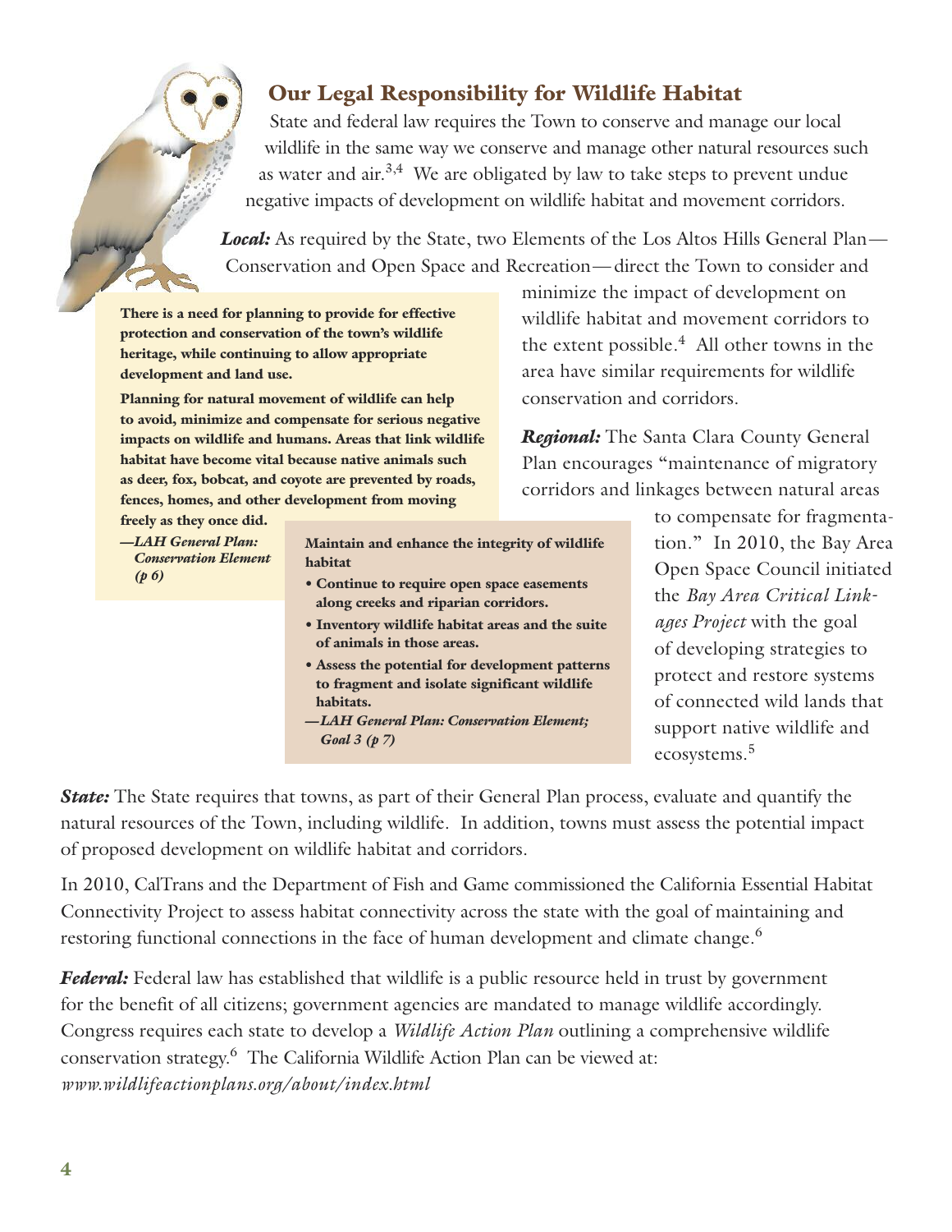## Our Legal Responsibility for Wildlife Habitat

State and federal law requires the Town to conserve and manage our local wildlife in the same way we conserve and manage other natural resources such as water and air.[3,4] We are obligated by law to take steps to prevent undue negative impacts of development on wildlife habitat and movement corridors.

***Local:*** As required by the State, two Elements of the Los Altos Hills General Plan—Conservation and Open Space and Recreation—direct the Town to consider and minimize the impact of development on wildlife habitat and movement corridors to the extent possible.[4] All other towns in the area have similar requirements for wildlife conservation and corridors.

> **There is a need for planning to provide for effective protection and conservation of the town's wildlife heritage, while continuing to allow appropriate development and land use.**
>
> **Planning for natural movement of wildlife can help to avoid, minimize and compensate for serious negative impacts on wildlife and humans. Areas that link wildlife habitat have become vital because native animals such as deer, fox, bobcat, and coyote are prevented by roads, fences, homes, and other development from moving freely as they once did.**
>
> ***—LAH General Plan: Conservation Element (p 6)***

> **Maintain and enhance the integrity of wildlife habitat**
>
> - **Continue to require open space easements along creeks and riparian corridors.**
> - **Inventory wildlife habitat areas and the suite of animals in those areas.**
> - **Assess the potential for development patterns to fragment and isolate significant wildlife habitats.**
>
> ***—LAH General Plan: Conservation Element; Goal 3 (p 7)***

***Regional:*** The Santa Clara County General Plan encourages "maintenance of migratory corridors and linkages between natural areas to compensate for fragmentation." In 2010, the Bay Area Open Space Council initiated the *Bay Area Critical Linkages Project* with the goal of developing strategies to protect and restore systems of connected wild lands that support native wildlife and ecosystems.[5]

***State:*** The State requires that towns, as part of their General Plan process, evaluate and quantify the natural resources of the Town, including wildlife. In addition, towns must assess the potential impact of proposed development on wildlife habitat and corridors.

In 2010, CalTrans and the Department of Fish and Game commissioned the California Essential Habitat Connectivity Project to assess habitat connectivity across the state with the goal of maintaining and restoring functional connections in the face of human development and climate change.[6]

***Federal:*** Federal law has established that wildlife is a public resource held in trust by government for the benefit of all citizens; government agencies are mandated to manage wildlife accordingly. Congress requires each state to develop a *Wildlife Action Plan* outlining a comprehensive wildlife conservation strategy.[6] The California Wildlife Action Plan can be viewed at: *www.wildlifeactionplans.org/about/index.html*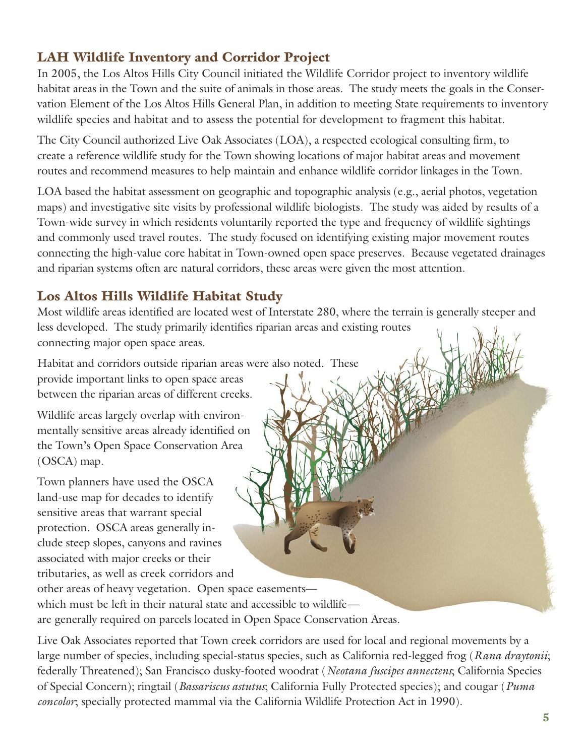## LAH Wildlife Inventory and Corridor Project

In 2005, the Los Altos Hills City Council initiated the Wildlife Corridor project to inventory wildlife habitat areas in the Town and the suite of animals in those areas. The study meets the goals in the Conservation Element of the Los Altos Hills General Plan, in addition to meeting State requirements to inventory wildlife species and habitat and to assess the potential for development to fragment this habitat.

The City Council authorized Live Oak Associates (LOA), a respected ecological consulting firm, to create a reference wildlife study for the Town showing locations of major habitat areas and movement routes and recommend measures to help maintain and enhance wildlife corridor linkages in the Town.

LOA based the habitat assessment on geographic and topographic analysis (e.g., aerial photos, vegetation maps) and investigative site visits by professional wildlife biologists. The study was aided by results of a Town-wide survey in which residents voluntarily reported the type and frequency of wildlife sightings and commonly used travel routes. The study focused on identifying existing major movement routes connecting the high-value core habitat in Town-owned open space preserves. Because vegetated drainages and riparian systems often are natural corridors, these areas were given the most attention.

## Los Altos Hills Wildlife Habitat Study

Most wildlife areas identified are located west of Interstate 280, where the terrain is generally steeper and less developed. The study primarily identifies riparian areas and existing routes connecting major open space areas.

Habitat and corridors outside riparian areas were also noted. These provide important links to open space areas between the riparian areas of different creeks.

Wildlife areas largely overlap with environmentally sensitive areas already identified on the Town's Open Space Conservation Area (OSCA) map.

Town planners have used the OSCA land-use map for decades to identify sensitive areas that warrant special protection. OSCA areas generally include steep slopes, canyons and ravines associated with major creeks or their tributaries, as well as creek corridors and other areas of heavy vegetation. Open space easements—which must be left in their natural state and accessible to wildlife—are generally required on parcels located in Open Space Conservation Areas.

Live Oak Associates reported that Town creek corridors are used for local and regional movements by a large number of species, including special-status species, such as California red-legged frog (*Rana draytonii*; federally Threatened); San Francisco dusky-footed woodrat (*Neotana fuscipes annectens*; California Species of Special Concern); ringtail (*Bassariscus astutus*; California Fully Protected species); and cougar (*Puma concolor*; specially protected mammal via the California Wildlife Protection Act in 1990).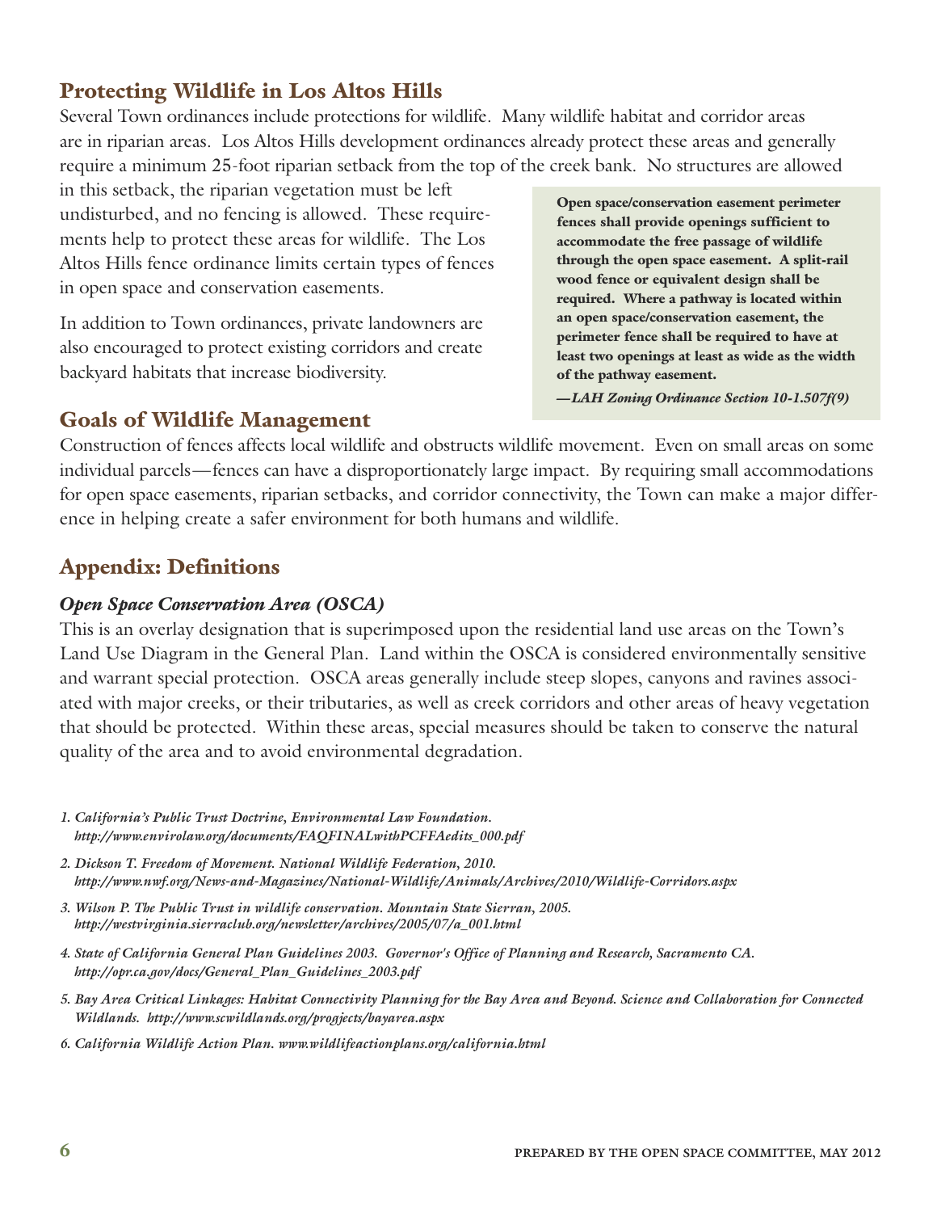## Protecting Wildlife in Los Altos Hills

Several Town ordinances include protections for wildlife. Many wildlife habitat and corridor areas are in riparian areas. Los Altos Hills development ordinances already protect these areas and generally require a minimum 25-foot riparian setback from the top of the creek bank. No structures are allowed in this setback, the riparian vegetation must be left undisturbed, and no fencing is allowed. These requirements help to protect these areas for wildlife. The Los Altos Hills fence ordinance limits certain types of fences in open space and conservation easements.

In addition to Town ordinances, private landowners are also encouraged to protect existing corridors and create backyard habitats that increase biodiversity.

> **Open space/conservation easement perimeter fences shall provide openings sufficient to accommodate the free passage of wildlife through the open space easement. A split-rail wood fence or equivalent design shall be required. Where a pathway is located within an open space/conservation easement, the perimeter fence shall be required to have at least two openings at least as wide as the width of the pathway easement.**
>
> ***—LAH Zoning Ordinance Section 10-1.507f(9)***

## Goals of Wildlife Management

Construction of fences affects local wildlife and obstructs wildlife movement. Even on small areas on some individual parcels—fences can have a disproportionately large impact. By requiring small accommodations for open space easements, riparian setbacks, and corridor connectivity, the Town can make a major difference in helping create a safer environment for both humans and wildlife.

## Appendix: Definitions

### *Open Space Conservation Area (OSCA)*

This is an overlay designation that is superimposed upon the residential land use areas on the Town's Land Use Diagram in the General Plan. Land within the OSCA is considered environmentally sensitive and warrant special protection. OSCA areas generally include steep slopes, canyons and ravines associated with major creeks, or their tributaries, as well as creek corridors and other areas of heavy vegetation that should be protected. Within these areas, special measures should be taken to conserve the natural quality of the area and to avoid environmental degradation.

1. *California's Public Trust Doctrine, Environmental Law Foundation. http://www.envirolaw.org/documents/FAQFINALwithPCFFAedits_000.pdf*
2. *Dickson T. Freedom of Movement. National Wildlife Federation, 2010. http://www.nwf.org/News-and-Magazines/National-Wildlife/Animals/Archives/2010/Wildlife-Corridors.aspx*
3. *Wilson P. The Public Trust in wildlife conservation. Mountain State Sierran, 2005. http://westvirginia.sierraclub.org/newsletter/archives/2005/07/a_001.html*
4. *State of California General Plan Guidelines 2003. Governor's Office of Planning and Research, Sacramento CA. http://opr.ca.gov/docs/General_Plan_Guidelines_2003.pdf*
5. *Bay Area Critical Linkages: Habitat Connectivity Planning for the Bay Area and Beyond. Science and Collaboration for Connected Wildlands. http://www.scwildlands.org/progjects/bayarea.aspx*
6. *California Wildlife Action Plan. www.wildlifeactionplans.org/california.html*

PREPARED BY THE OPEN SPACE COMMITTEE, MAY 2012